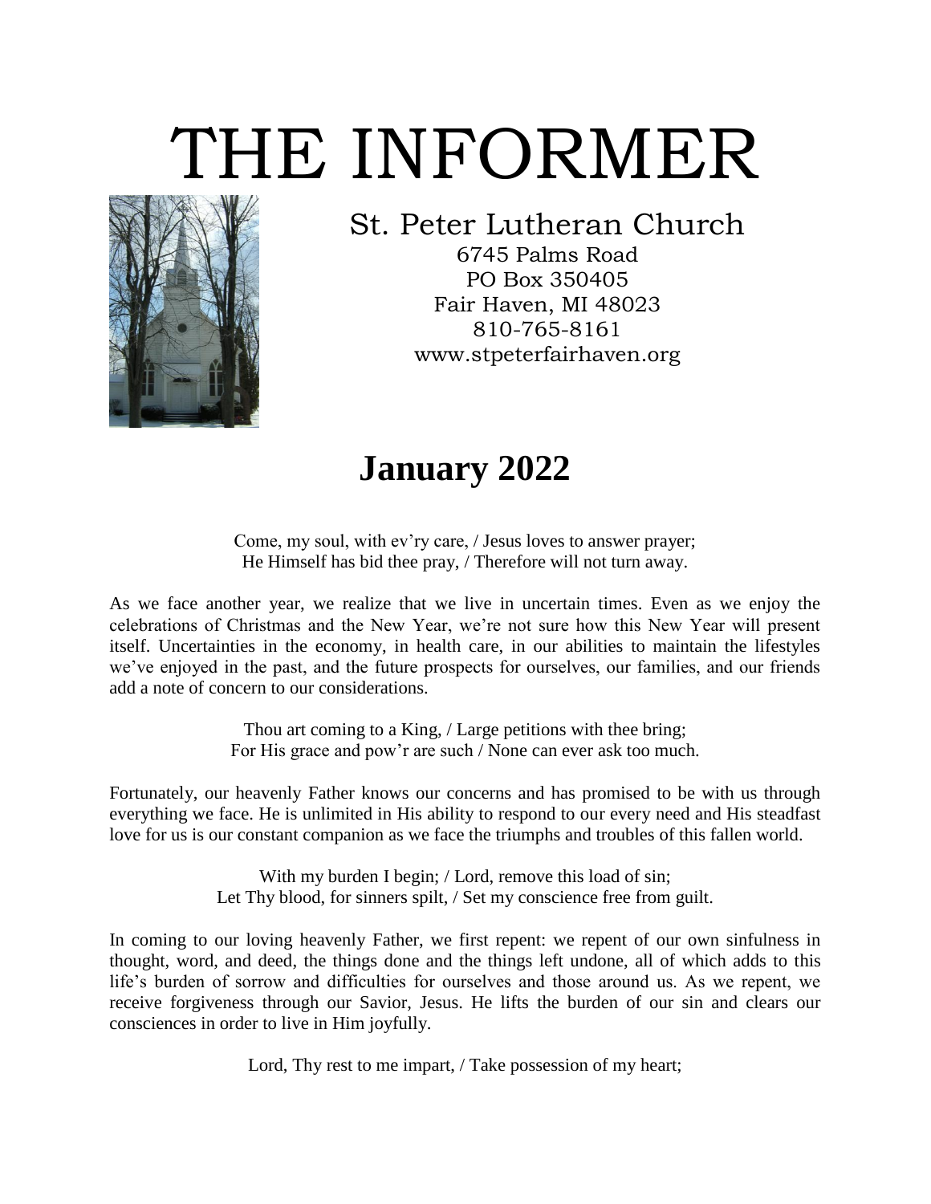# THE INFORMER

## St. Peter Lutheran Church

6745 Palms Road
PO Box 350405
Fair Haven, MI 48023
810-765-8161
www.stpeterfairhaven.org

# January 2022

Come, my soul, with ev'ry care, / Jesus loves to answer prayer;
He Himself has bid thee pray, / Therefore will not turn away.

As we face another year, we realize that we live in uncertain times. Even as we enjoy the celebrations of Christmas and the New Year, we're not sure how this New Year will present itself. Uncertainties in the economy, in health care, in our abilities to maintain the lifestyles we've enjoyed in the past, and the future prospects for ourselves, our families, and our friends add a note of concern to our considerations.

Thou art coming to a King, / Large petitions with thee bring;
For His grace and pow'r are such / None can ever ask too much.

Fortunately, our heavenly Father knows our concerns and has promised to be with us through everything we face. He is unlimited in His ability to respond to our every need and His steadfast love for us is our constant companion as we face the triumphs and troubles of this fallen world.

With my burden I begin; / Lord, remove this load of sin;
Let Thy blood, for sinners spilt, / Set my conscience free from guilt.

In coming to our loving heavenly Father, we first repent: we repent of our own sinfulness in thought, word, and deed, the things done and the things left undone, all of which adds to this life's burden of sorrow and difficulties for ourselves and those around us. As we repent, we receive forgiveness through our Savior, Jesus. He lifts the burden of our sin and clears our consciences in order to live in Him joyfully.

Lord, Thy rest to me impart, / Take possession of my heart;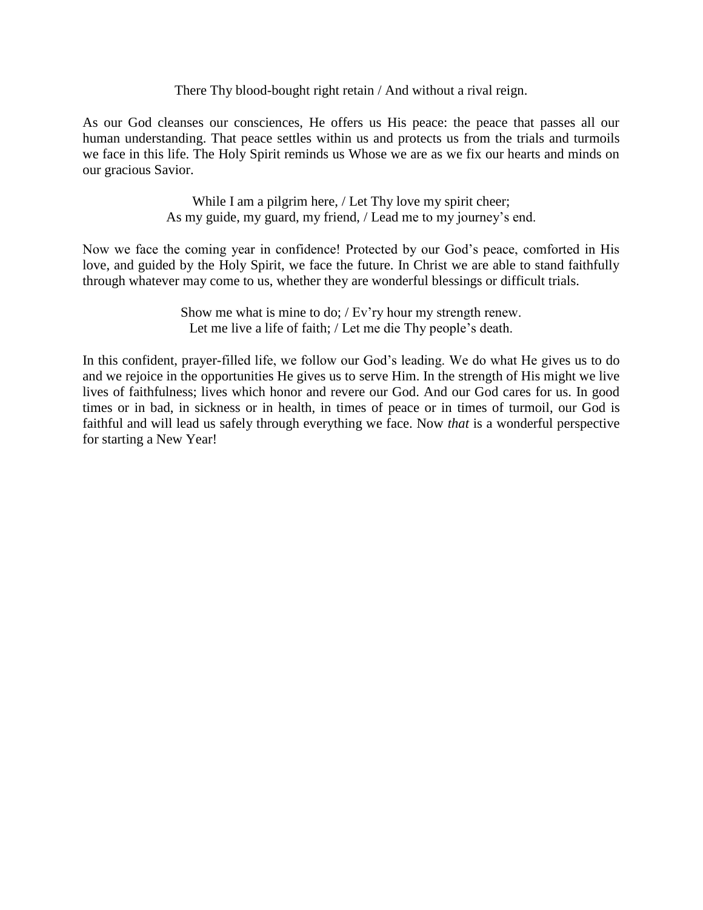There Thy blood-bought right retain / And without a rival reign.

As our God cleanses our consciences, He offers us His peace: the peace that passes all our human understanding. That peace settles within us and protects us from the trials and turmoils we face in this life. The Holy Spirit reminds us Whose we are as we fix our hearts and minds on our gracious Savior.

While I am a pilgrim here, / Let Thy love my spirit cheer;
As my guide, my guard, my friend, / Lead me to my journey's end.

Now we face the coming year in confidence! Protected by our God's peace, comforted in His love, and guided by the Holy Spirit, we face the future. In Christ we are able to stand faithfully through whatever may come to us, whether they are wonderful blessings or difficult trials.

Show me what is mine to do; / Ev'ry hour my strength renew.
Let me live a life of faith; / Let me die Thy people's death.

In this confident, prayer-filled life, we follow our God's leading. We do what He gives us to do and we rejoice in the opportunities He gives us to serve Him. In the strength of His might we live lives of faithfulness; lives which honor and revere our God. And our God cares for us. In good times or in bad, in sickness or in health, in times of peace or in times of turmoil, our God is faithful and will lead us safely through everything we face. Now *that* is a wonderful perspective for starting a New Year!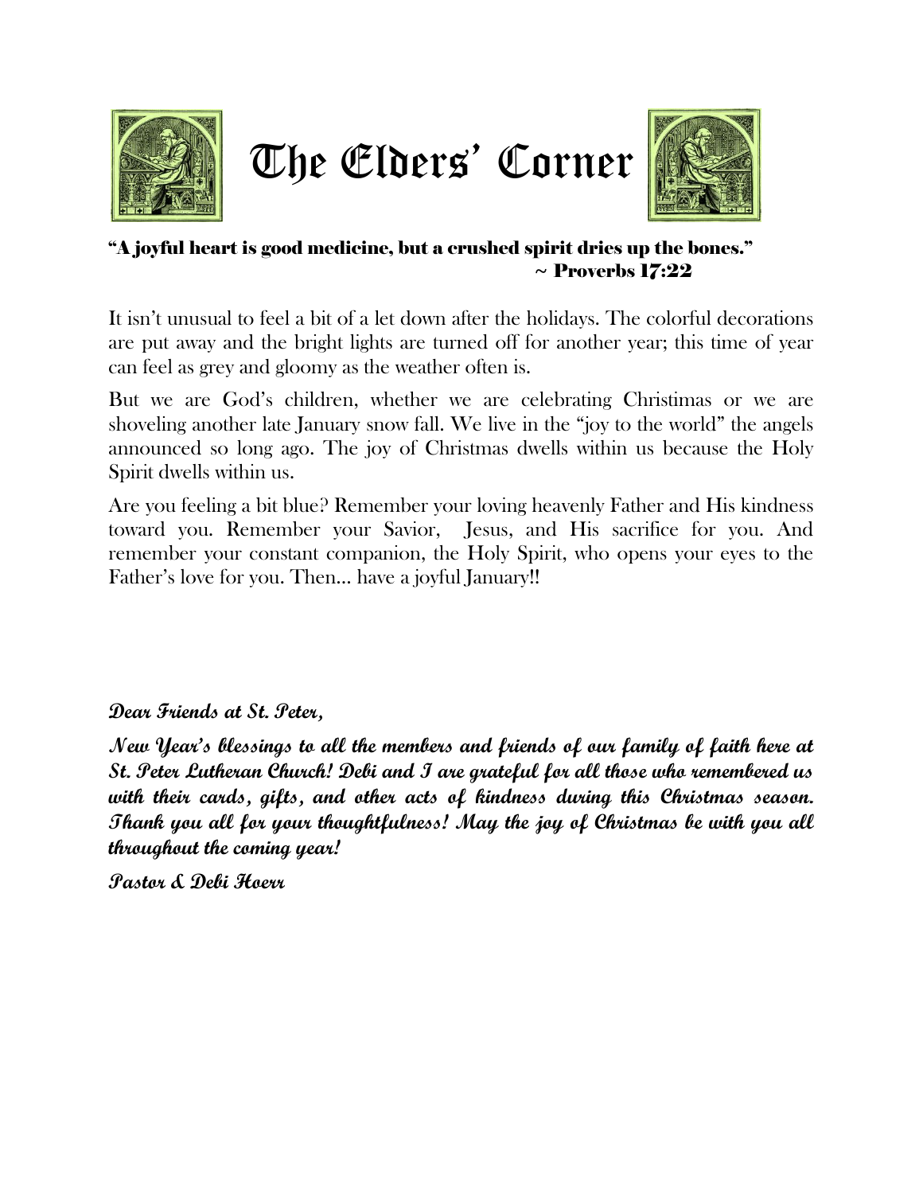# The Elders' Corner

**"A joyful heart is good medicine, but a crushed spirit dries up the bones."**
**~ Proverbs 17:22**

It isn't unusual to feel a bit of a let down after the holidays. The colorful decorations are put away and the bright lights are turned off for another year; this time of year can feel as grey and gloomy as the weather often is.

But we are God's children, whether we are celebrating Christmas or we are shoveling another late January snow fall. We live in the "joy to the world" the angels announced so long ago. The joy of Christmas dwells within us because the Holy Spirit dwells within us.

Are you feeling a bit blue? Remember your loving heavenly Father and His kindness toward you. Remember your Savior, Jesus, and His sacrifice for you. And remember your constant companion, the Holy Spirit, who opens your eyes to the Father's love for you. Then… have a joyful January!!

***Dear Friends at St. Peter,***

***New Year's blessings to all the members and friends of our family of faith here at St. Peter Lutheran Church! Debi and I are grateful for all those who remembered us with their cards, gifts, and other acts of kindness during this Christmas season. Thank you all for your thoughtfulness! May the joy of Christmas be with you all throughout the coming year!***

***Pastor & Debi Hoerr***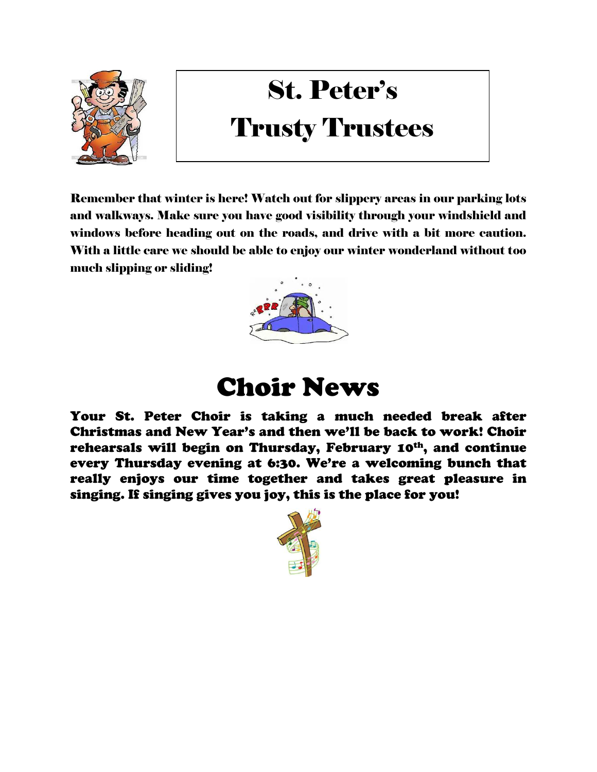# St. Peter's Trusty Trustees

**Remember that winter is here! Watch out for slippery areas in our parking lots and walkways. Make sure you have good visibility through your windshield and windows before heading out on the roads, and drive with a bit more caution. With a little care we should be able to enjoy our winter wonderland without too much slipping or sliding!**

# Choir News

**Your St. Peter Choir is taking a much needed break after Christmas and New Year's and then we'll be back to work! Choir rehearsals will begin on Thursday, February 10th, and continue every Thursday evening at 6:30. We're a welcoming bunch that really enjoys our time together and takes great pleasure in singing. If singing gives you joy, this is the place for you!**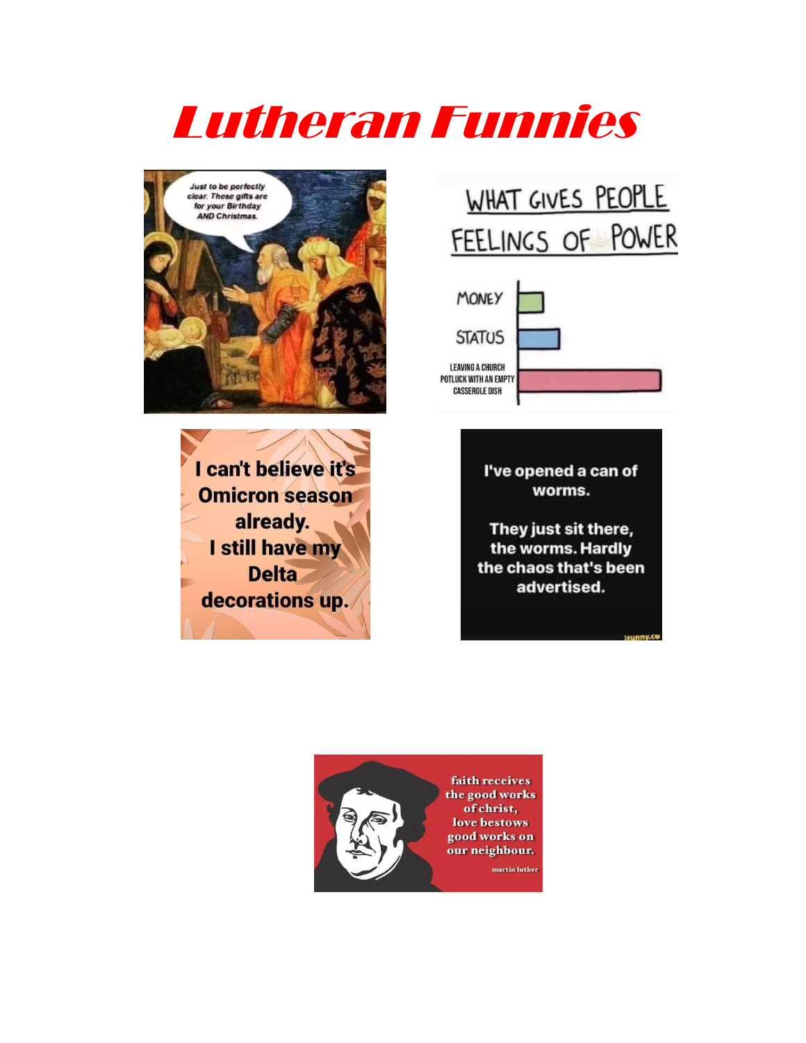# Lutheran Funnies

Just to be perfectly clear. These gifts are for your Birthday AND Christmas.

WHAT GIVES PEOPLE FEELINGS OF POWER

MONEY

STATUS

LEAVING A CHURCH POTLUCK WITH AN EMPTY CASSEROLE DISH

I can't believe it's Omicron season already. I still have my Delta decorations up.

I've opened a can of worms.

They just sit there, the worms. Hardly the chaos that's been advertised.

faith receives the good works of christ, love bestows good works on our neighbour.

martin luther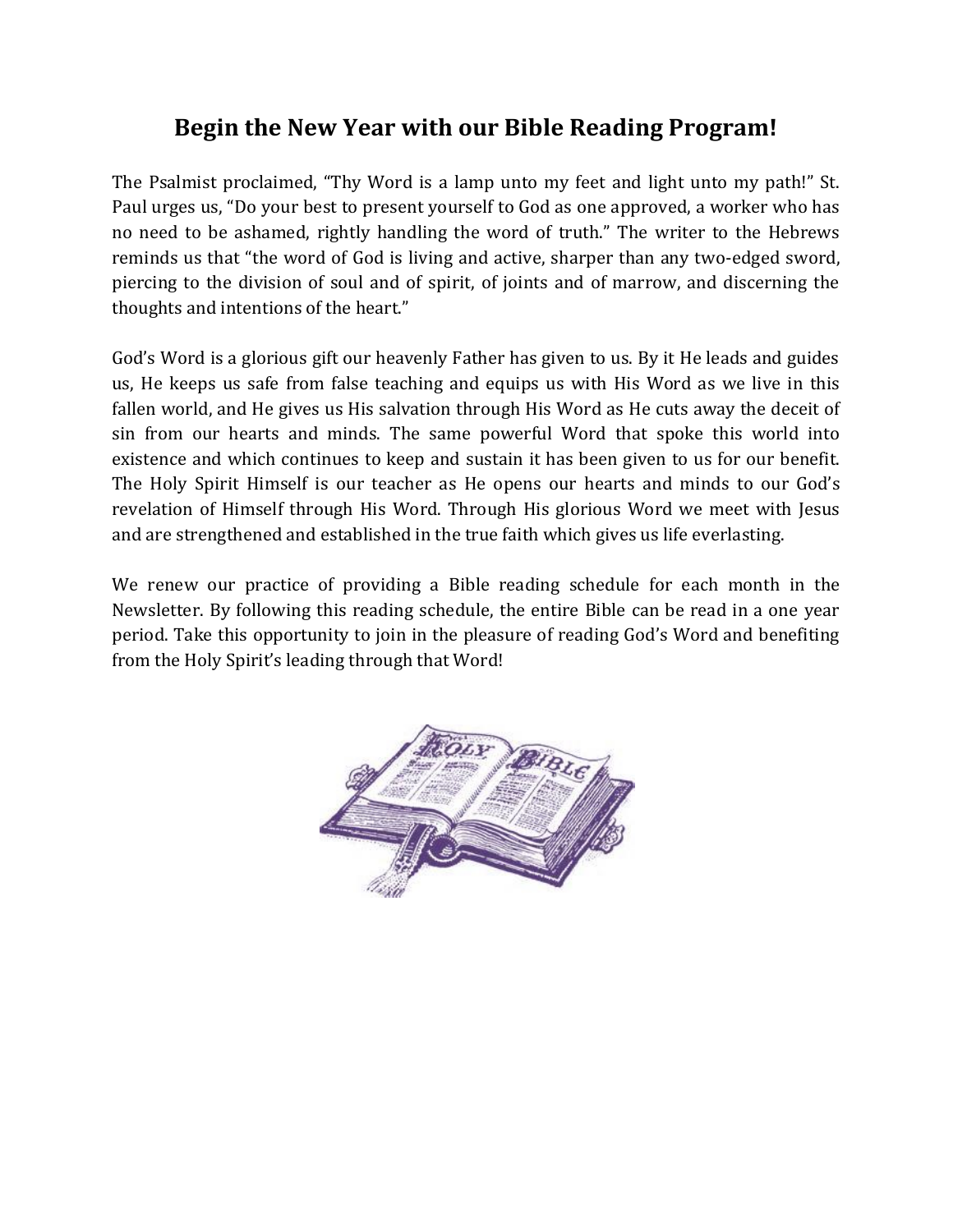# Begin the New Year with our Bible Reading Program!

The Psalmist proclaimed, "Thy Word is a lamp unto my feet and light unto my path!" St. Paul urges us, "Do your best to present yourself to God as one approved, a worker who has no need to be ashamed, rightly handling the word of truth." The writer to the Hebrews reminds us that "the word of God is living and active, sharper than any two-edged sword, piercing to the division of soul and of spirit, of joints and of marrow, and discerning the thoughts and intentions of the heart."

God's Word is a glorious gift our heavenly Father has given to us. By it He leads and guides us, He keeps us safe from false teaching and equips us with His Word as we live in this fallen world, and He gives us His salvation through His Word as He cuts away the deceit of sin from our hearts and minds. The same powerful Word that spoke this world into existence and which continues to keep and sustain it has been given to us for our benefit. The Holy Spirit Himself is our teacher as He opens our hearts and minds to our God's revelation of Himself through His Word. Through His glorious Word we meet with Jesus and are strengthened and established in the true faith which gives us life everlasting.

We renew our practice of providing a Bible reading schedule for each month in the Newsletter. By following this reading schedule, the entire Bible can be read in a one year period. Take this opportunity to join in the pleasure of reading God's Word and benefiting from the Holy Spirit's leading through that Word!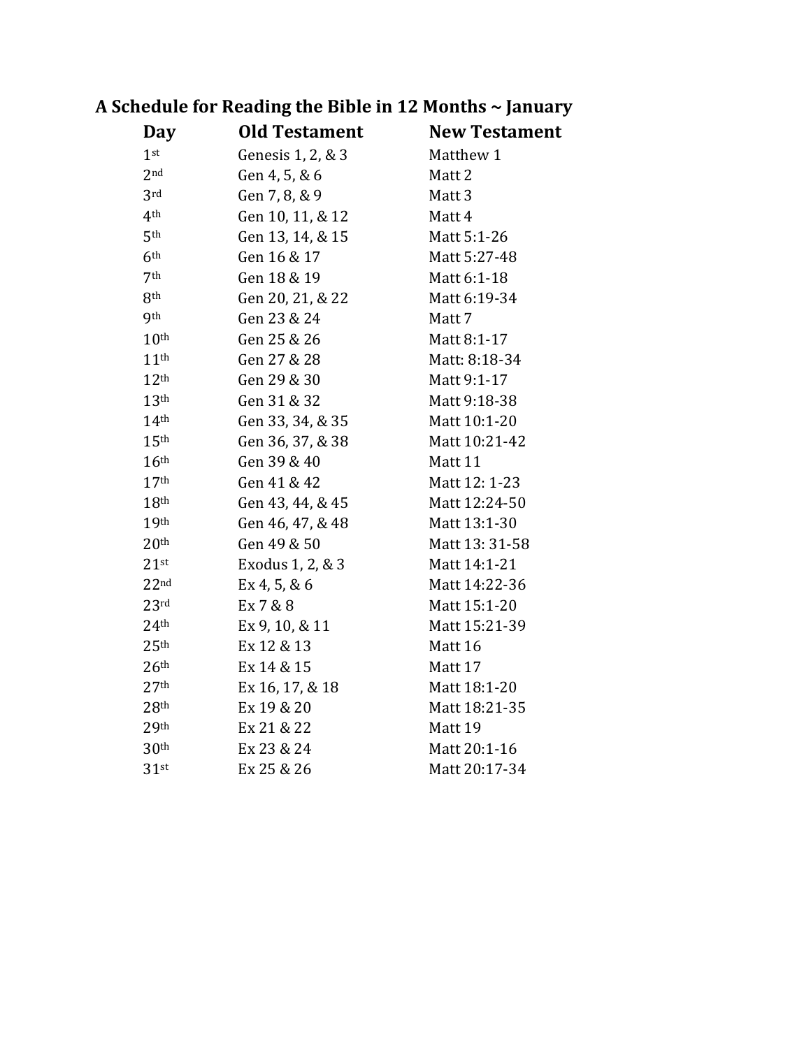### A Schedule for Reading the Bible in 12 Months ~ January

| Day | Old Testament | New Testament |
|---|---|---|
| 1st | Genesis 1, 2, & 3 | Matthew 1 |
| 2nd | Gen 4, 5, & 6 | Matt 2 |
| 3rd | Gen 7, 8, & 9 | Matt 3 |
| 4th | Gen 10, 11, & 12 | Matt 4 |
| 5th | Gen 13, 14, & 15 | Matt 5:1-26 |
| 6th | Gen 16 & 17 | Matt 5:27-48 |
| 7th | Gen 18 & 19 | Matt 6:1-18 |
| 8th | Gen 20, 21, & 22 | Matt 6:19-34 |
| 9th | Gen 23 & 24 | Matt 7 |
| 10th | Gen 25 & 26 | Matt 8:1-17 |
| 11th | Gen 27 & 28 | Matt: 8:18-34 |
| 12th | Gen 29 & 30 | Matt 9:1-17 |
| 13th | Gen 31 & 32 | Matt 9:18-38 |
| 14th | Gen 33, 34, & 35 | Matt 10:1-20 |
| 15th | Gen 36, 37, & 38 | Matt 10:21-42 |
| 16th | Gen 39 & 40 | Matt 11 |
| 17th | Gen 41 & 42 | Matt 12: 1-23 |
| 18th | Gen 43, 44, & 45 | Matt 12:24-50 |
| 19th | Gen 46, 47, & 48 | Matt 13:1-30 |
| 20th | Gen 49 & 50 | Matt 13: 31-58 |
| 21st | Exodus 1, 2, & 3 | Matt 14:1-21 |
| 22nd | Ex 4, 5, & 6 | Matt 14:22-36 |
| 23rd | Ex 7 & 8 | Matt 15:1-20 |
| 24th | Ex 9, 10, & 11 | Matt 15:21-39 |
| 25th | Ex 12 & 13 | Matt 16 |
| 26th | Ex 14 & 15 | Matt 17 |
| 27th | Ex 16, 17, & 18 | Matt 18:1-20 |
| 28th | Ex 19 & 20 | Matt 18:21-35 |
| 29th | Ex 21 & 22 | Matt 19 |
| 30th | Ex 23 & 24 | Matt 20:1-16 |
| 31st | Ex 25 & 26 | Matt 20:17-34 |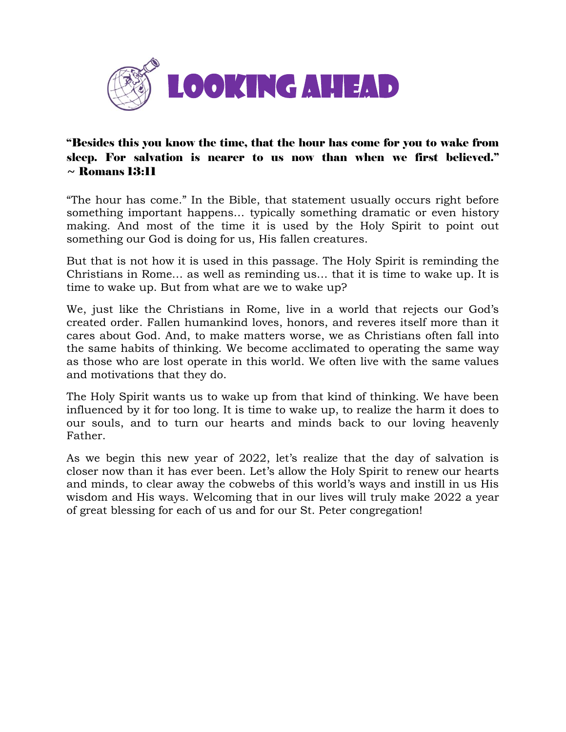# LOOKING AHEAD

**"Besides this you know the time, that the hour has come for you to wake from sleep. For salvation is nearer to us now than when we first believed." ~ Romans 13:11**

"The hour has come." In the Bible, that statement usually occurs right before something important happens… typically something dramatic or even history making. And most of the time it is used by the Holy Spirit to point out something our God is doing for us, His fallen creatures.

But that is not how it is used in this passage. The Holy Spirit is reminding the Christians in Rome… as well as reminding us… that it is time to wake up. It is time to wake up. But from what are we to wake up?

We, just like the Christians in Rome, live in a world that rejects our God's created order. Fallen humankind loves, honors, and reveres itself more than it cares about God. And, to make matters worse, we as Christians often fall into the same habits of thinking. We become acclimated to operating the same way as those who are lost operate in this world. We often live with the same values and motivations that they do.

The Holy Spirit wants us to wake up from that kind of thinking. We have been influenced by it for too long. It is time to wake up, to realize the harm it does to our souls, and to turn our hearts and minds back to our loving heavenly Father.

As we begin this new year of 2022, let's realize that the day of salvation is closer now than it has ever been. Let's allow the Holy Spirit to renew our hearts and minds, to clear away the cobwebs of this world's ways and instill in us His wisdom and His ways. Welcoming that in our lives will truly make 2022 a year of great blessing for each of us and for our St. Peter congregation!